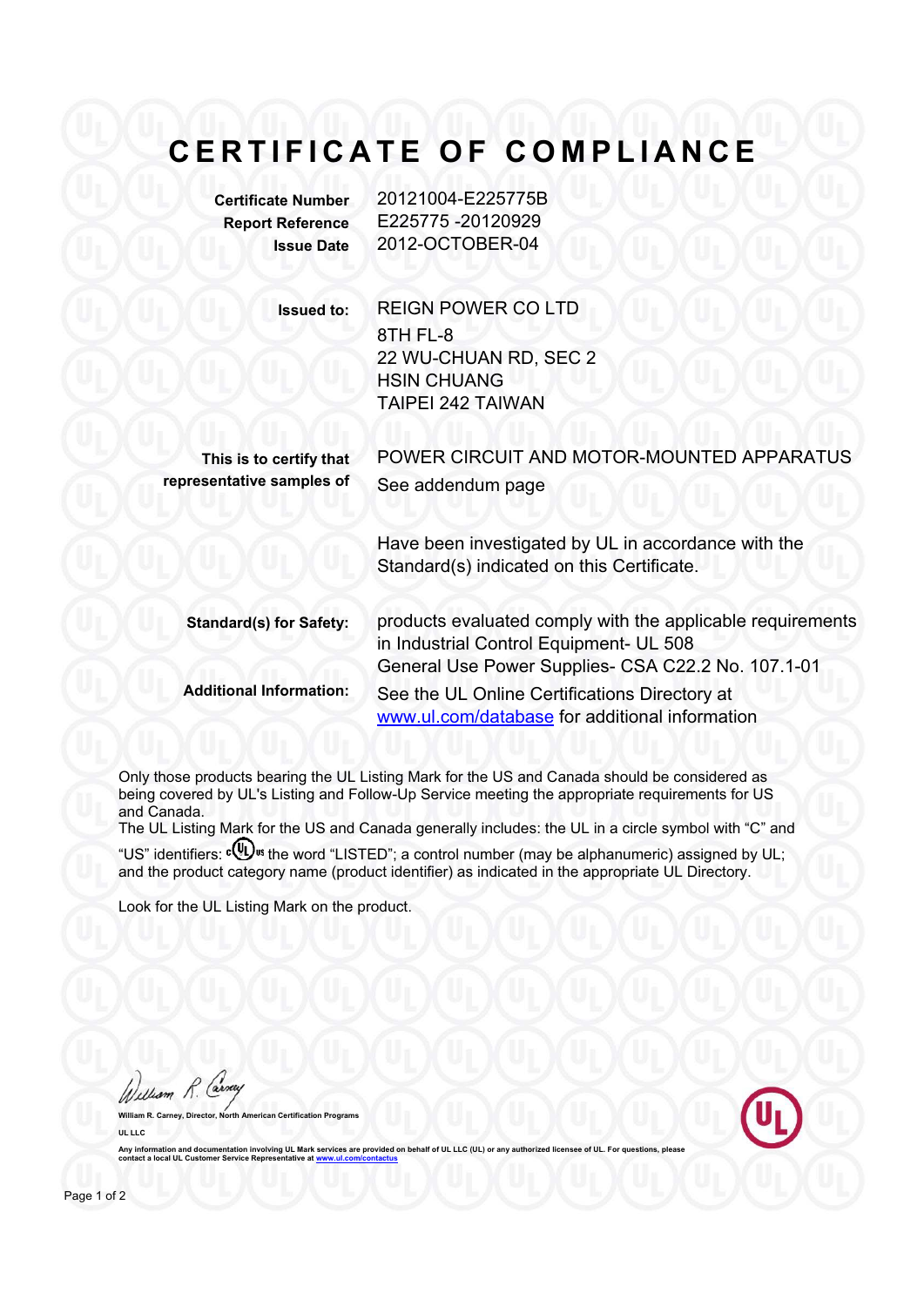# CERTIFICATE OF COMPLIANCE

| | |
|---|---|
| **Certificate Number** | 20121004-E225775B |
| **Report Reference** | E225775 -20120929 |
| **Issue Date** | 2012-OCTOBER-04 |

**Issued to:**

REIGN POWER CO LTD
8TH FL-8
22 WU-CHUAN RD, SEC 2
HSIN CHUANG
TAIPEI 242 TAIWAN

**This is to certify that representative samples of**

POWER CIRCUIT AND MOTOR-MOUNTED APPARATUS
See addendum page

Have been investigated by UL in accordance with the Standard(s) indicated on this Certificate.

**Standard(s) for Safety:**

products evaluated comply with the applicable requirements in Industrial Control Equipment- UL 508
General Use Power Supplies- CSA C22.2 No. 107.1-01

**Additional Information:**

See the UL Online Certifications Directory at www.ul.com/database for additional information

Only those products bearing the UL Listing Mark for the US and Canada should be considered as being covered by UL's Listing and Follow-Up Service meeting the appropriate requirements for US and Canada.
The UL Listing Mark for the US and Canada generally includes: the UL in a circle symbol with "C" and "US" identifiers: c(UL)us the word "LISTED"; a control number (may be alphanumeric) assigned by UL; and the product category name (product identifier) as indicated in the appropriate UL Directory.

Look for the UL Listing Mark on the product.

William R. Carney, Director, North American Certification Programs

UL LLC

Any information and documentation involving UL Mark services are provided on behalf of UL LLC (UL) or any authorized licensee of UL. For questions, please contact a local UL Customer Service Representative at www.ul.com/contactus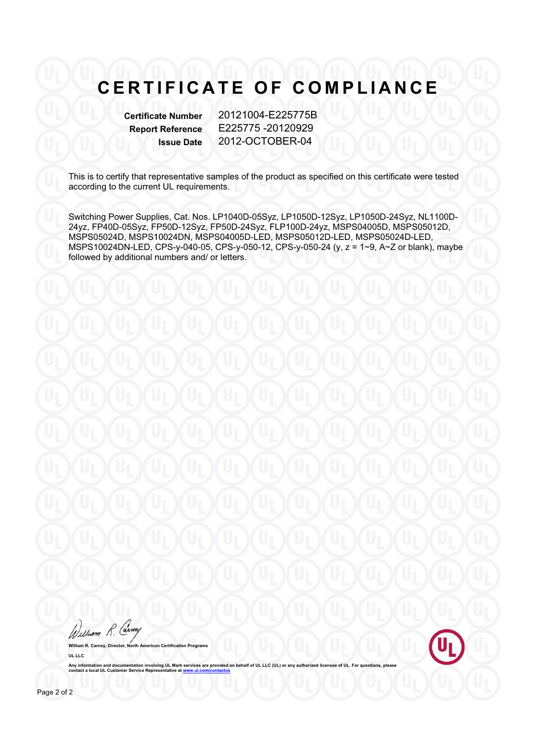# CERTIFICATE OF COMPLIANCE

**Certificate Number** 20121004-E225775B
**Report Reference** E225775 -20120929
**Issue Date** 2012-OCTOBER-04

This is to certify that representative samples of the product as specified on this certificate were tested according to the current UL requirements.

Switching Power Supplies, Cat. Nos. LP1040D-05Syz, LP1050D-12Syz, LP1050D-24Syz, NL1100D-24yz, FP40D-05Syz, FP50D-12Syz, FP50D-24Syz, FLP100D-24yz, MSPS04005D, MSPS05012D, MSPS05024D, MSPS10024DN, MSPS04005D-LED, MSPS05012D-LED, MSPS05024D-LED, MSPS10024DN-LED, CPS-y-040-05, CPS-y-050-12, CPS-y-050-24 (y, z = 1~9, A~Z or blank), maybe followed by additional numbers and/ or letters.

**William R. Carney, Director, North American Certification Programs**

**UL LLC**

**Any information and documentation involving UL Mark services are provided on behalf of UL LLC (UL) or any authorized licensee of UL. For questions, please contact a local UL Customer Service Representative at www.ul.com/contactus**